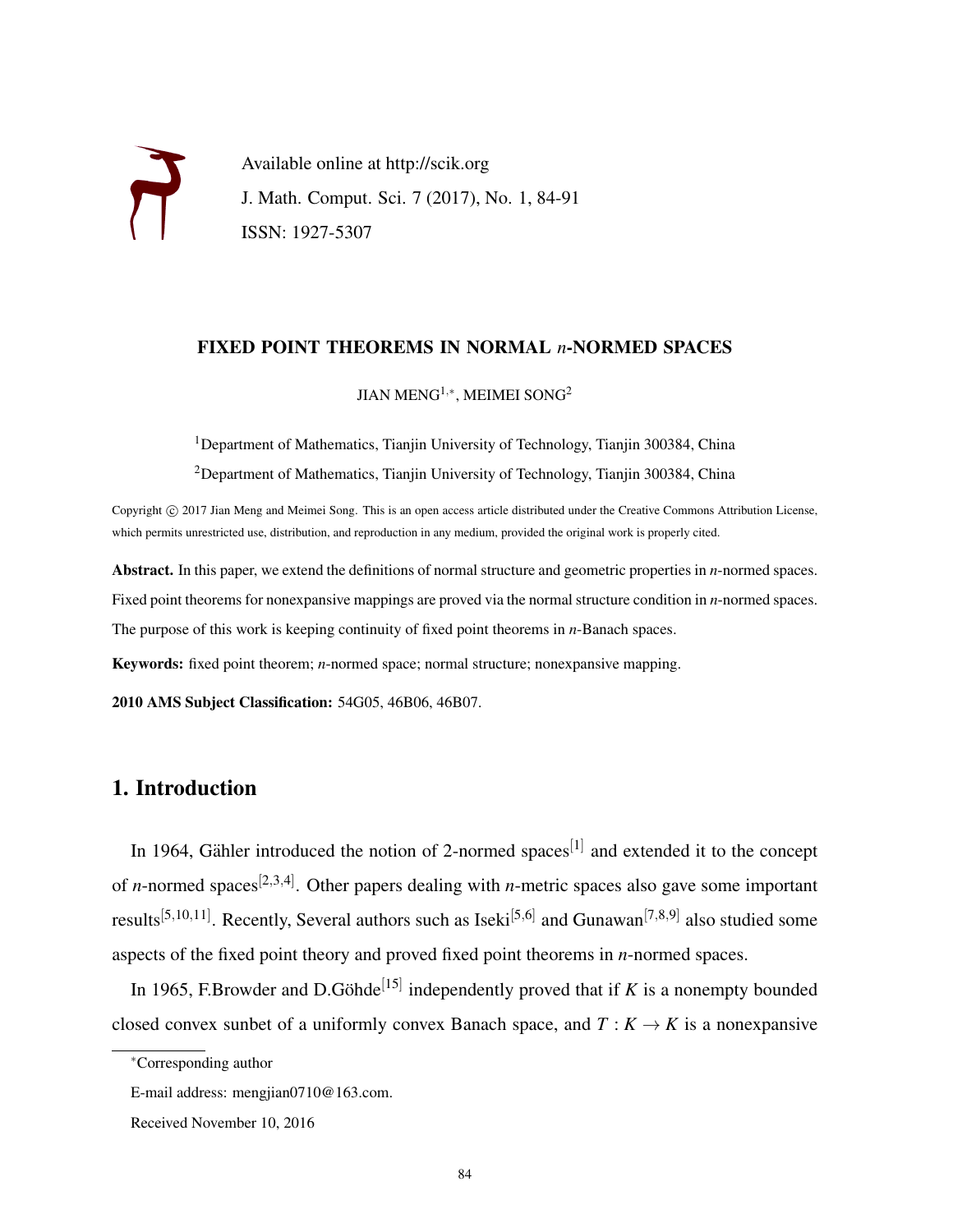Available online at http://scik.org

J. Math. Comput. Sci. 7 (2017), No. 1, 84-91

ISSN: 1927-5307

# FIXED POINT THEOREMS IN NORMAL $n$-NORMED SPACES

JIAN MENG[1,*], MEIMEI SONG[2]

[1]Department of Mathematics, Tianjin University of Technology, Tianjin 300384, China

[2]Department of Mathematics, Tianjin University of Technology, Tianjin 300384, China

Copyright © 2017 Jian Meng and Meimei Song. This is an open access article distributed under the Creative Commons Attribution License, which permits unrestricted use, distribution, and reproduction in any medium, provided the original work is properly cited.

**Abstract.** In this paper, we extend the definitions of normal structure and geometric properties in $n$-normed spaces. Fixed point theorems for nonexpansive mappings are proved via the normal structure condition in $n$-normed spaces. The purpose of this work is keeping continuity of fixed point theorems in $n$-Banach spaces.

**Keywords:** fixed point theorem; $n$-normed space; normal structure; nonexpansive mapping.

**2010 AMS Subject Classification:** 54G05, 46B06, 46B07.

## 1. Introduction

In 1964, Gähler introduced the notion of 2-normed spaces[1] and extended it to the concept of $n$-normed spaces[2,3,4]. Other papers dealing with $n$-metric spaces also gave some important results[5,10,11]. Recently, Several authors such as Iseki[5,6] and Gunawan[7,8,9] also studied some aspects of the fixed point theory and proved fixed point theorems in $n$-normed spaces.

In 1965, F.Browder and D.Göhde[15] independently proved that if $K$ is a nonempty bounded closed convex sunbet of a uniformly convex Banach space, and $T : K \to K$ is a nonexpansive

*Corresponding author

E-mail address: mengjian0710@163.com.

Received November 10, 2016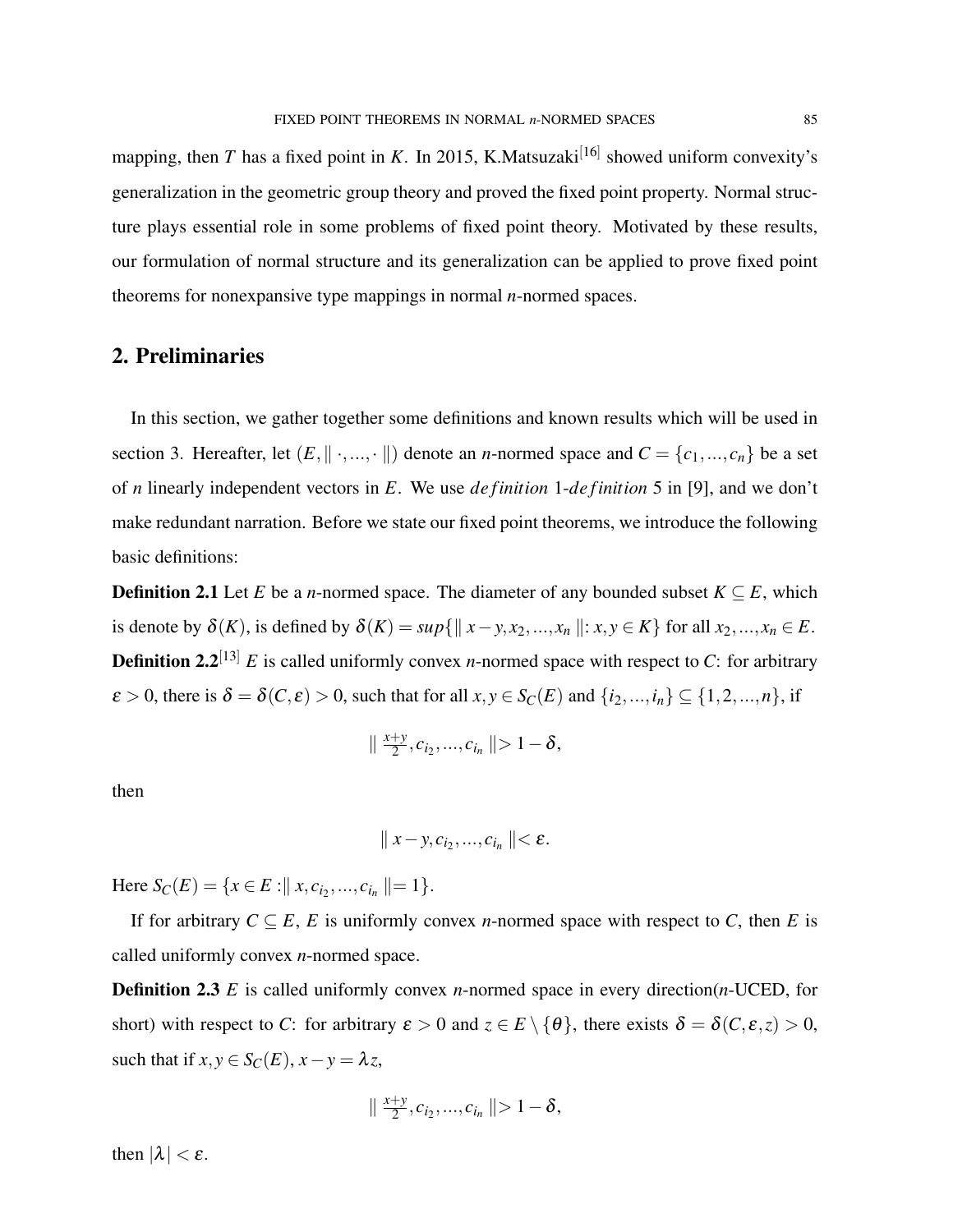mapping, then $T$ has a fixed point in $K$. In 2015, K.Matsuzaki[16] showed uniform convexity's generalization in the geometric group theory and proved the fixed point property. Normal structure plays essential role in some problems of fixed point theory. Motivated by these results, our formulation of normal structure and its generalization can be applied to prove fixed point theorems for nonexpansive type mappings in normal $n$-normed spaces.

## 2. Preliminaries

In this section, we gather together some definitions and known results which will be used in section 3. Hereafter, let $(E, \| \cdot, ..., \cdot \|)$ denote an $n$-normed space and $C = \{c_1, ..., c_n\}$ be a set of $n$ linearly independent vectors in $E$. We use *definition* 1-*definition* 5 in [9], and we don't make redundant narration. Before we state our fixed point theorems, we introduce the following basic definitions:

**Definition 2.1** Let $E$ be a $n$-normed space. The diameter of any bounded subset $K \subseteq E$, which is denote by $\delta(K)$, is defined by $\delta(K) = sup\{\| x-y, x_2, ..., x_n \| : x, y \in K\}$ for all $x_2, ..., x_n \in E$.

**Definition 2.2**[13] $E$ is called uniformly convex $n$-normed space with respect to $C$: for arbitrary $\varepsilon > 0$, there is $\delta = \delta(C, \varepsilon) > 0$, such that for all $x, y \in S_C(E)$ and $\{i_2, ..., i_n\} \subseteq \{1, 2, ..., n\}$, if

$$\| \tfrac{x+y}{2}, c_{i_2}, ..., c_{i_n} \| > 1 - \delta,$$

then

$$\| x-y, c_{i_2}, ..., c_{i_n} \| < \varepsilon.$$

Here $S_C(E) = \{x \in E : \| x, c_{i_2}, ..., c_{i_n} \| = 1\}$.

If for arbitrary $C \subseteq E$, $E$ is uniformly convex $n$-normed space with respect to $C$, then $E$ is called uniformly convex $n$-normed space.

**Definition 2.3** $E$ is called uniformly convex $n$-normed space in every direction($n$-UCED, for short) with respect to $C$: for arbitrary $\varepsilon > 0$ and $z \in E \setminus \{\theta\}$, there exists $\delta = \delta(C, \varepsilon, z) > 0$, such that if $x, y \in S_C(E)$, $x - y = \lambda z$,

$$\| \tfrac{x+y}{2}, c_{i_2}, ..., c_{i_n} \| > 1 - \delta,$$

then $|\lambda| < \varepsilon$.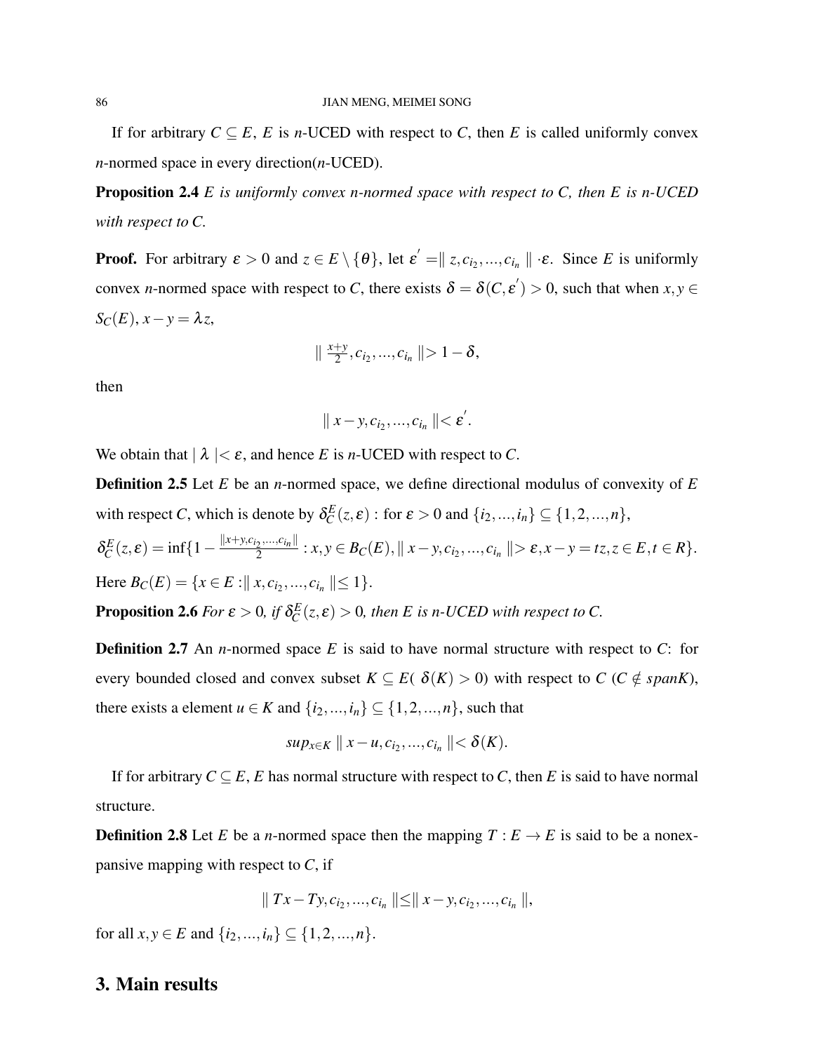If for arbitrary $C \subseteq E$, $E$ is $n$-UCED with respect to $C$, then $E$ is called uniformly convex $n$-normed space in every direction($n$-UCED).

**Proposition 2.4** *$E$ is uniformly convex $n$-normed space with respect to $C$, then $E$ is $n$-UCED with respect to $C$.*

**Proof.** For arbitrary $\varepsilon > 0$ and $z \in E \setminus \{\theta\}$, let $\varepsilon' = \| z, c_{i_2}, ..., c_{i_n} \| \cdot \varepsilon$. Since $E$ is uniformly convex $n$-normed space with respect to $C$, there exists $\delta = \delta(C, \varepsilon') > 0$, such that when $x, y \in S_C(E)$, $x - y = \lambda z$,

$$\| \tfrac{x+y}{2}, c_{i_2}, ..., c_{i_n} \| > 1 - \delta,$$

then

$$\| x - y, c_{i_2}, ..., c_{i_n} \| < \varepsilon'.$$

We obtain that $|\lambda| < \varepsilon$, and hence $E$ is $n$-UCED with respect to $C$.

**Definition 2.5** Let $E$ be an $n$-normed space, we define directional modulus of convexity of $E$ with respect $C$, which is denote by $\delta_C^E(z, \varepsilon)$ : for $\varepsilon > 0$ and $\{i_2, ..., i_n\} \subseteq \{1, 2, ..., n\}$,

$\delta_C^E(z, \varepsilon) = \inf\{1 - \frac{\|x+y, c_{i_2}, ..., c_{i_n}\|}{2} : x, y \in B_C(E), \| x - y, c_{i_2}, ..., c_{i_n} \| > \varepsilon, x - y = tz, z \in E, t \in R\}$.

Here $B_C(E) = \{x \in E : \| x, c_{i_2}, ..., c_{i_n} \| \leq 1\}$.

**Proposition 2.6** *For $\varepsilon > 0$, if $\delta_C^E(z, \varepsilon) > 0$, then $E$ is $n$-UCED with respect to $C$.*

**Definition 2.7** An $n$-normed space $E$ is said to have normal structure with respect to $C$: for every bounded closed and convex subset $K \subseteq E$( $\delta(K) > 0$) with respect to $C$ ($C \notin spanK$), there exists a element $u \in K$ and $\{i_2, ..., i_n\} \subseteq \{1, 2, ..., n\}$, such that

$$sup_{x \in K} \| x - u, c_{i_2}, ..., c_{i_n} \| < \delta(K).$$

If for arbitrary $C \subseteq E$, $E$ has normal structure with respect to $C$, then $E$ is said to have normal structure.

**Definition 2.8** Let $E$ be a $n$-normed space then the mapping $T : E \to E$ is said to be a nonexpansive mapping with respect to $C$, if

$$\| Tx - Ty, c_{i_2}, ..., c_{i_n} \| \leq \| x - y, c_{i_2}, ..., c_{i_n} \|,$$

for all $x, y \in E$ and $\{i_2, ..., i_n\} \subseteq \{1, 2, ..., n\}$.

## 3. Main results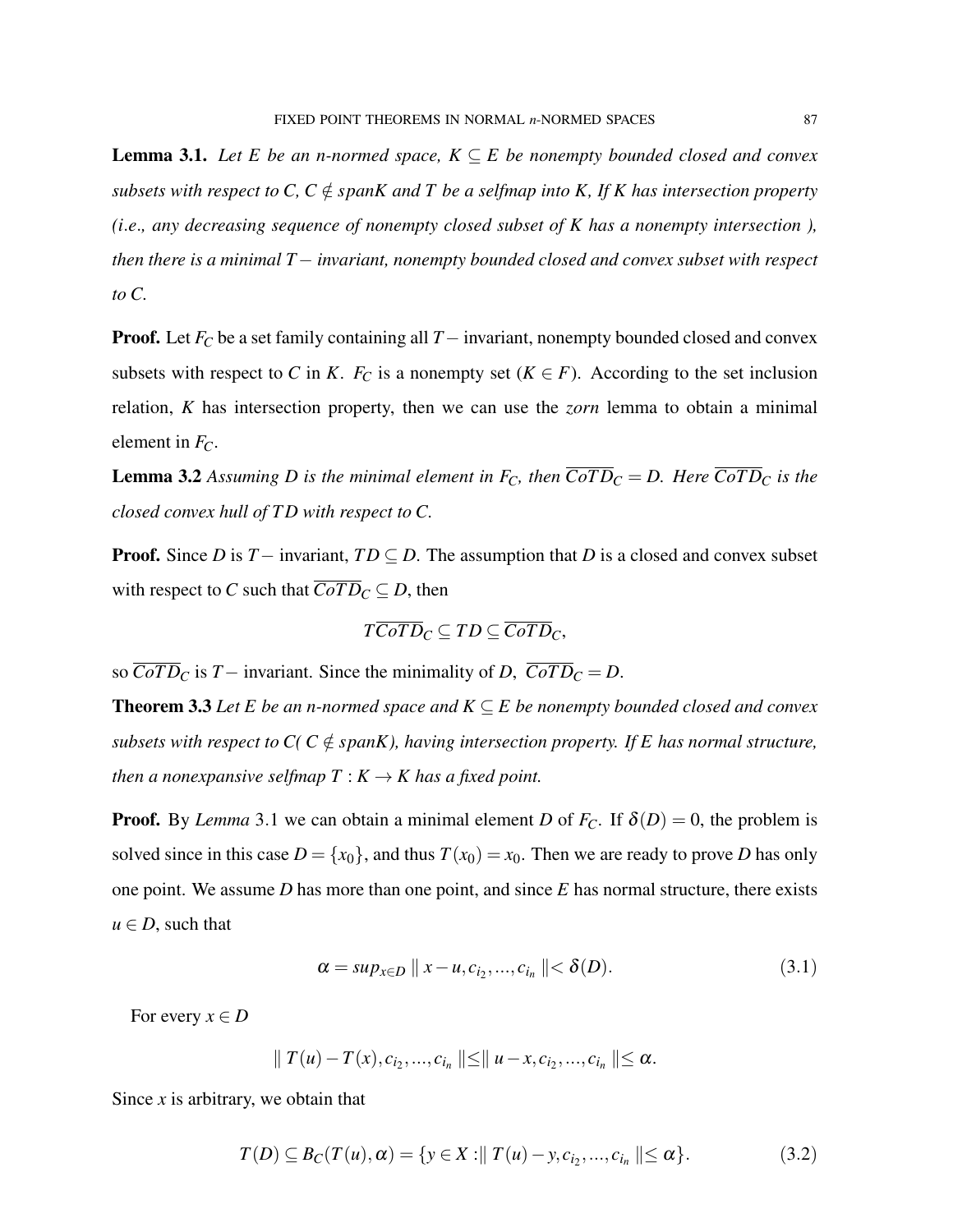**Lemma 3.1.** *Let $E$ be an n-normed space, $K \subseteq E$ be nonempty bounded closed and convex subsets with respect to $C$, $C \notin spanK$ and $T$ be a selfmap into $K$, If $K$ has intersection property (i.e., any decreasing sequence of nonempty closed subset of $K$ has a nonempty intersection ), then there is a minimal $T-$ invariant, nonempty bounded closed and convex subset with respect to $C$.*

**Proof.** Let $F_C$ be a set family containing all $T-$ invariant, nonempty bounded closed and convex subsets with respect to $C$ in $K$. $F_C$ is a nonempty set ($K \in F$). According to the set inclusion relation, $K$ has intersection property, then we can use the *zorn* lemma to obtain a minimal element in $F_C$.

**Lemma 3.2** *Assuming $D$ is the minimal element in $F_C$, then $\overline{CoTD}_C = D$. Here $\overline{CoTD}_C$ is the closed convex hull of $TD$ with respect to $C$.*

**Proof.** Since $D$ is $T-$ invariant, $TD \subseteq D$. The assumption that $D$ is a closed and convex subset with respect to $C$ such that $\overline{CoTD}_C \subseteq D$, then

$$T\overline{CoTD}_C \subseteq TD \subseteq \overline{CoTD}_C,$$

so $\overline{CoTD}_C$ is $T-$ invariant. Since the minimality of $D$, $\overline{CoTD}_C = D$.

**Theorem 3.3** *Let $E$ be an n-normed space and $K \subseteq E$ be nonempty bounded closed and convex subsets with respect to $C$( $C \notin spanK$), having intersection property. If $E$ has normal structure, then a nonexpansive selfmap $T : K \to K$ has a fixed point.*

**Proof.** By *Lemma* 3.1 we can obtain a minimal element $D$ of $F_C$. If $\delta(D) = 0$, the problem is solved since in this case $D = \{x_0\}$, and thus $T(x_0) = x_0$. Then we are ready to prove $D$ has only one point. We assume $D$ has more than one point, and since $E$ has normal structure, there exists $u \in D$, such that

$$\alpha = sup_{x \in D} \parallel x - u, c_{i_2}, ..., c_{i_n} \parallel < \delta(D). \tag{3.1}$$

For every $x \in D$

$$\parallel T(u) - T(x), c_{i_2}, ..., c_{i_n} \parallel \leq \parallel u - x, c_{i_2}, ..., c_{i_n} \parallel \leq \alpha.$$

Since $x$ is arbitrary, we obtain that

$$T(D) \subseteq B_C(T(u), \alpha) = \{y \in X : \parallel T(u) - y, c_{i_2}, ..., c_{i_n} \parallel \leq \alpha\}. \tag{3.2}$$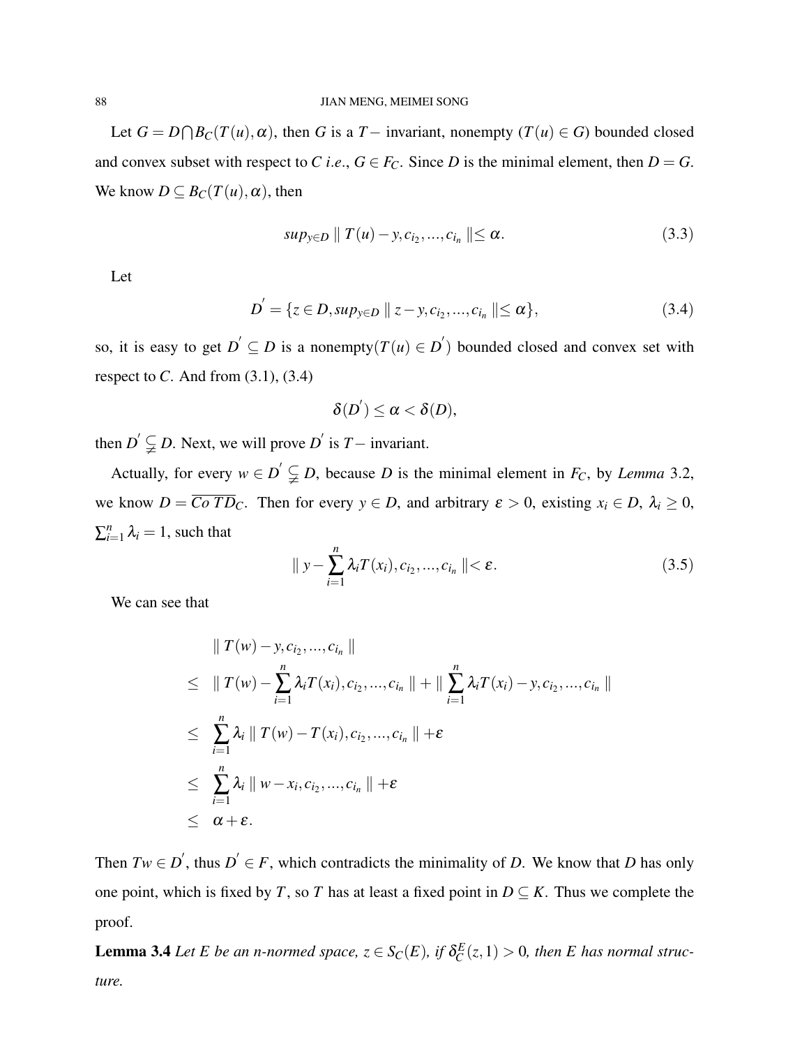Let $G = D\bigcap B_C(T(u),\alpha)$, then $G$ is a $T-$ invariant, nonempty ($T(u) \in G$) bounded closed and convex subset with respect to $C$ *i.e.*, $G \in F_C$. Since $D$ is the minimal element, then $D = G$. We know $D \subseteq B_C(T(u),\alpha)$, then

$$sup_{y\in D} \parallel T(u)-y, c_{i_2},...,c_{i_n} \parallel \leq \alpha. \tag{3.3}$$

Let

$$D^{'} = \{z \in D, sup_{y\in D} \parallel z-y, c_{i_2},...,c_{i_n} \parallel \leq \alpha\}, \tag{3.4}$$

so, it is easy to get $D^{'} \subseteq D$ is a nonempty($T(u) \in D^{'}$) bounded closed and convex set with respect to $C$. And from (3.1), (3.4)

$$\delta(D^{'}) \leq \alpha < \delta(D),$$

then $D^{'} \subsetneqq D$. Next, we will prove $D^{'}$ is $T-$ invariant.

Actually, for every $w \in D^{'} \subsetneqq D$, because $D$ is the minimal element in $F_C$, by *Lemma* 3.2, we know $D = \overline{Co\, TD}_C$. Then for every $y \in D$, and arbitrary $\varepsilon > 0$, existing $x_i \in D$, $\lambda_i \geq 0$, $\sum_{i=1}^{n} \lambda_i = 1$, such that

$$\parallel y - \sum_{i=1}^{n} \lambda_i T(x_i), c_{i_2},...,c_{i_n} \parallel < \varepsilon. \tag{3.5}$$

We can see that

$$\begin{aligned}
& \parallel T(w)-y, c_{i_2},...,c_{i_n} \parallel \\
\leq & \parallel T(w) - \sum_{i=1}^{n} \lambda_i T(x_i), c_{i_2},...,c_{i_n} \parallel + \parallel \sum_{i=1}^{n} \lambda_i T(x_i) - y, c_{i_2},...,c_{i_n} \parallel \\
\leq & \sum_{i=1}^{n} \lambda_i \parallel T(w) - T(x_i), c_{i_2},...,c_{i_n} \parallel + \varepsilon \\
\leq & \sum_{i=1}^{n} \lambda_i \parallel w - x_i, c_{i_2},...,c_{i_n} \parallel + \varepsilon \\
\leq & \ \alpha + \varepsilon.
\end{aligned}$$

Then $Tw \in D^{'}$, thus $D^{'} \in F$, which contradicts the minimality of $D$. We know that $D$ has only one point, which is fixed by $T$, so $T$ has at least a fixed point in $D \subseteq K$. Thus we complete the proof.

**Lemma 3.4** *Let $E$ be an n-normed space, $z \in S_C(E)$, if $\delta_C^E(z,1) > 0$, then $E$ has normal structure.*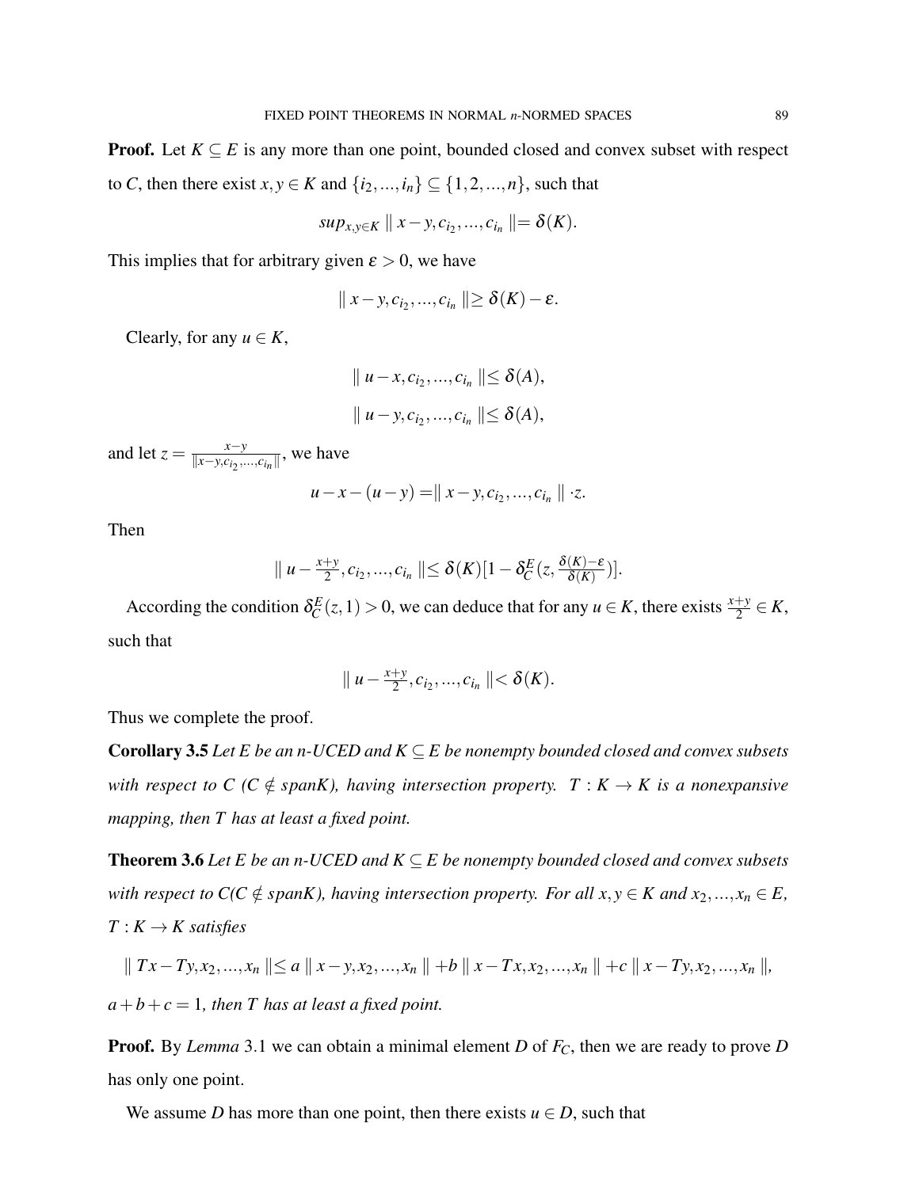**Proof.** Let $K \subseteq E$ is any more than one point, bounded closed and convex subset with respect to $C$, then there exist $x, y \in K$ and $\{i_2, ..., i_n\} \subseteq \{1, 2, ..., n\}$, such that

$$sup_{x,y \in K} \parallel x - y, c_{i_2}, ..., c_{i_n} \parallel = \delta(K).$$

This implies that for arbitrary given $\varepsilon > 0$, we have

$$\parallel x - y, c_{i_2}, ..., c_{i_n} \parallel \geq \delta(K) - \varepsilon.$$

Clearly, for any $u \in K$,

$$\parallel u - x, c_{i_2}, ..., c_{i_n} \parallel \leq \delta(A),$$

$$\parallel u - y, c_{i_2}, ..., c_{i_n} \parallel \leq \delta(A),$$

and let $z = \frac{x-y}{\|x-y, c_{i_2}, ..., c_{i_n}\|}$, we have

$$u - x - (u - y) = \parallel x - y, c_{i_2}, ..., c_{i_n} \parallel \cdot z.$$

Then

$$\parallel u - \tfrac{x+y}{2}, c_{i_2}, ..., c_{i_n} \parallel \leq \delta(K)[1 - \delta_C^E(z, \tfrac{\delta(K)-\varepsilon}{\delta(K)})].$$

According the condition $\delta_C^E(z, 1) > 0$, we can deduce that for any $u \in K$, there exists $\frac{x+y}{2} \in K$, such that

$$\parallel u - \tfrac{x+y}{2}, c_{i_2}, ..., c_{i_n} \parallel < \delta(K).$$

Thus we complete the proof.

**Corollary 3.5** *Let $E$ be an n-UCED and $K \subseteq E$ be nonempty bounded closed and convex subsets with respect to $C$ ($C \notin spanK$), having intersection property. $T : K \to K$ is a nonexpansive mapping, then $T$ has at least a fixed point.*

**Theorem 3.6** *Let $E$ be an n-UCED and $K \subseteq E$ be nonempty bounded closed and convex subsets with respect to $C$($C \notin spanK$), having intersection property. For all $x, y \in K$ and $x_2, ..., x_n \in E$, $T : K \to K$ satisfies*

$$\parallel Tx - Ty, x_2, ..., x_n \parallel \leq a \parallel x - y, x_2, ..., x_n \parallel + b \parallel x - Tx, x_2, ..., x_n \parallel + c \parallel x - Ty, x_2, ..., x_n \parallel,$$

*$a + b + c = 1$, then $T$ has at least a fixed point.*

**Proof.** By *Lemma* 3.1 we can obtain a minimal element $D$ of $F_C$, then we are ready to prove $D$ has only one point.

We assume $D$ has more than one point, then there exists $u \in D$, such that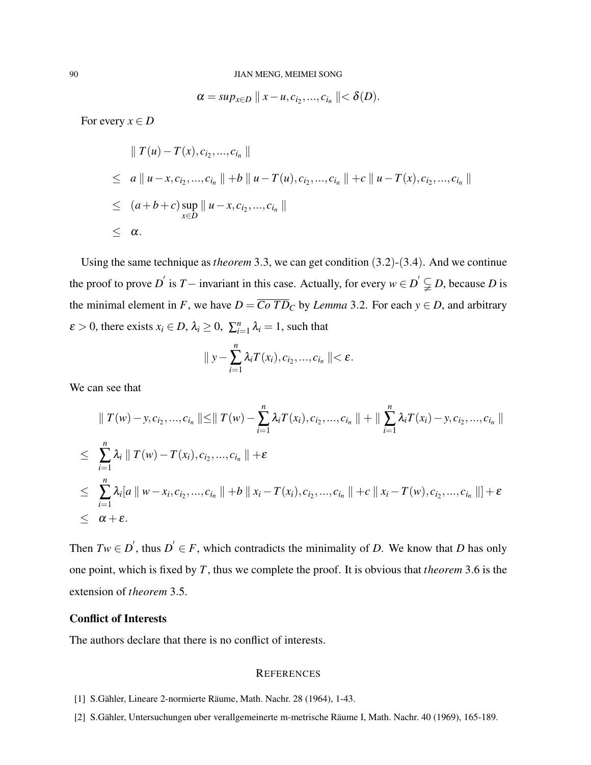$$\alpha = sup_{x \in D} \parallel x - u, c_{i_2}, ..., c_{i_n} \parallel < \delta(D).$$

For every $x \in D$

$$\begin{aligned}
& \parallel T(u) - T(x), c_{i_2}, ..., c_{i_n} \parallel \\
\leq \; & a \parallel u - x, c_{i_2}, ..., c_{i_n} \parallel + b \parallel u - T(u), c_{i_2}, ..., c_{i_n} \parallel + c \parallel u - T(x), c_{i_2}, ..., c_{i_n} \parallel \\
\leq \; & (a + b + c) \sup_{x \in D} \parallel u - x, c_{i_2}, ..., c_{i_n} \parallel \\
\leq \; & \alpha.
\end{aligned}$$

Using the same technique as *theorem* 3.3, we can get condition (3.2)-(3.4). And we continue the proof to prove $D'$ is $T-$ invariant in this case. Actually, for every $w \in D' \subsetneqq D$, because $D$ is the minimal element in $F$, we have $D = \overline{Co\, TD}_C$ by *Lemma* 3.2. For each $y \in D$, and arbitrary $\varepsilon > 0$, there exists $x_i \in D$, $\lambda_i \geq 0$, $\sum_{i=1}^{n} \lambda_i = 1$, such that

$$\parallel y - \sum_{i=1}^{n} \lambda_i T(x_i), c_{i_2}, ..., c_{i_n} \parallel < \varepsilon.$$

We can see that

$$\begin{aligned}
& \parallel T(w) - y, c_{i_2}, ..., c_{i_n} \parallel \leq \parallel T(w) - \sum_{i=1}^{n} \lambda_i T(x_i), c_{i_2}, ..., c_{i_n} \parallel + \parallel \sum_{i=1}^{n} \lambda_i T(x_i) - y, c_{i_2}, ..., c_{i_n} \parallel \\
\leq \; & \sum_{i=1}^{n} \lambda_i \parallel T(w) - T(x_i), c_{i_2}, ..., c_{i_n} \parallel + \varepsilon \\
\leq \; & \sum_{i=1}^{n} \lambda_i [a \parallel w - x_i, c_{i_2}, ..., c_{i_n} \parallel + b \parallel x_i - T(x_i), c_{i_2}, ..., c_{i_n} \parallel + c \parallel x_i - T(w), c_{i_2}, ..., c_{i_n} \parallel] + \varepsilon \\
\leq \; & \alpha + \varepsilon.
\end{aligned}$$

Then $Tw \in D'$, thus $D' \in F$, which contradicts the minimality of $D$. We know that $D$ has only one point, which is fixed by $T$, thus we complete the proof. It is obvious that *theorem* 3.6 is the extension of *theorem* 3.5.

**Conflict of Interests**

The authors declare that there is no conflict of interests.

## REFERENCES

[1] S.Gähler, Lineare 2-normierte Räume, Math. Nachr. 28 (1964), 1-43.

[2] S.Gähler, Untersuchungen uber verallgemeinerte m-metrische Räume I, Math. Nachr. 40 (1969), 165-189.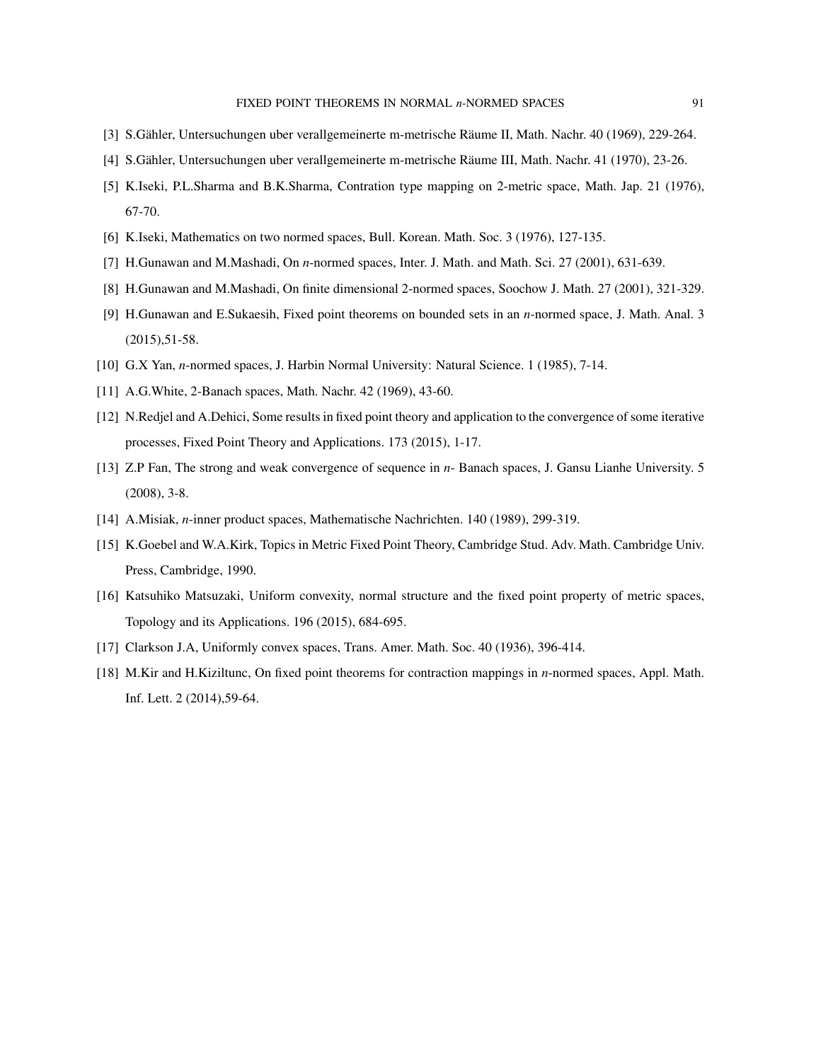[3] S.Gähler, Untersuchungen uber verallgemeinerte m-metrische Räume II, Math. Nachr. 40 (1969), 229-264.

[4] S.Gähler, Untersuchungen uber verallgemeinerte m-metrische Räume III, Math. Nachr. 41 (1970), 23-26.

[5] K.Iseki, P.L.Sharma and B.K.Sharma, Contration type mapping on 2-metric space, Math. Jap. 21 (1976), 67-70.

[6] K.Iseki, Mathematics on two normed spaces, Bull. Korean. Math. Soc. 3 (1976), 127-135.

[7] H.Gunawan and M.Mashadi, On $n$-normed spaces, Inter. J. Math. and Math. Sci. 27 (2001), 631-639.

[8] H.Gunawan and M.Mashadi, On finite dimensional 2-normed spaces, Soochow J. Math. 27 (2001), 321-329.

[9] H.Gunawan and E.Sukaesih, Fixed point theorems on bounded sets in an $n$-normed space, J. Math. Anal. 3 (2015),51-58.

[10] G.X Yan, $n$-normed spaces, J. Harbin Normal University: Natural Science. 1 (1985), 7-14.

[11] A.G.White, 2-Banach spaces, Math. Nachr. 42 (1969), 43-60.

[12] N.Redjel and A.Dehici, Some results in fixed point theory and application to the convergence of some iterative processes, Fixed Point Theory and Applications. 173 (2015), 1-17.

[13] Z.P Fan, The strong and weak convergence of sequence in $n$- Banach spaces, J. Gansu Lianhe University. 5 (2008), 3-8.

[14] A.Misiak, $n$-inner product spaces, Mathematische Nachrichten. 140 (1989), 299-319.

[15] K.Goebel and W.A.Kirk, Topics in Metric Fixed Point Theory, Cambridge Stud. Adv. Math. Cambridge Univ. Press, Cambridge, 1990.

[16] Katsuhiko Matsuzaki, Uniform convexity, normal structure and the fixed point property of metric spaces, Topology and its Applications. 196 (2015), 684-695.

[17] Clarkson J.A, Uniformly convex spaces, Trans. Amer. Math. Soc. 40 (1936), 396-414.

[18] M.Kir and H.Kiziltunc, On fixed point theorems for contraction mappings in $n$-normed spaces, Appl. Math. Inf. Lett. 2 (2014),59-64.